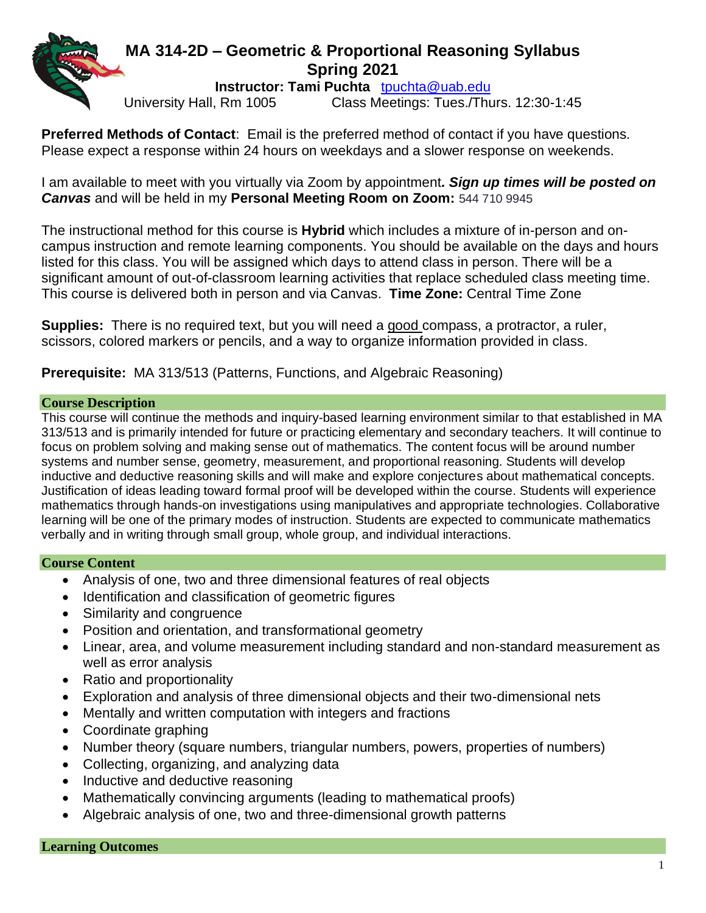# MA 314-2D – Geometric & Proportional Reasoning Syllabus
## Spring 2021

**Instructor: Tami Puchta** [tpuchta@uab.edu](mailto:tpuchta@uab.edu)

University Hall, Rm 1005    Class Meetings: Tues./Thurs. 12:30-1:45

**Preferred Methods of Contact**: Email is the preferred method of contact if you have questions. Please expect a response within 24 hours on weekdays and a slower response on weekends.

I am available to meet with you virtually via Zoom by appointment***. Sign up times will be posted on Canvas*** and will be held in my **Personal Meeting Room on Zoom:** 544 710 9945

The instructional method for this course is **Hybrid** which includes a mixture of in-person and on-campus instruction and remote learning components. You should be available on the days and hours listed for this class. You will be assigned which days to attend class in person. There will be a significant amount of out-of-classroom learning activities that replace scheduled class meeting time. This course is delivered both in person and via Canvas. **Time Zone:** Central Time Zone

**Supplies:** There is no required text, but you will need a good compass, a protractor, a ruler, scissors, colored markers or pencils, and a way to organize information provided in class.

**Prerequisite:** MA 313/513 (Patterns, Functions, and Algebraic Reasoning)

## Course Description

This course will continue the methods and inquiry-based learning environment similar to that established in MA 313/513 and is primarily intended for future or practicing elementary and secondary teachers. It will continue to focus on problem solving and making sense out of mathematics. The content focus will be around number systems and number sense, geometry, measurement, and proportional reasoning. Students will develop inductive and deductive reasoning skills and will make and explore conjectures about mathematical concepts. Justification of ideas leading toward formal proof will be developed within the course. Students will experience mathematics through hands-on investigations using manipulatives and appropriate technologies. Collaborative learning will be one of the primary modes of instruction. Students are expected to communicate mathematics verbally and in writing through small group, whole group, and individual interactions.

## Course Content

- Analysis of one, two and three dimensional features of real objects
- Identification and classification of geometric figures
- Similarity and congruence
- Position and orientation, and transformational geometry
- Linear, area, and volume measurement including standard and non-standard measurement as well as error analysis
- Ratio and proportionality
- Exploration and analysis of three dimensional objects and their two-dimensional nets
- Mentally and written computation with integers and fractions
- Coordinate graphing
- Number theory (square numbers, triangular numbers, powers, properties of numbers)
- Collecting, organizing, and analyzing data
- Inductive and deductive reasoning
- Mathematically convincing arguments (leading to mathematical proofs)
- Algebraic analysis of one, two and three-dimensional growth patterns

## Learning Outcomes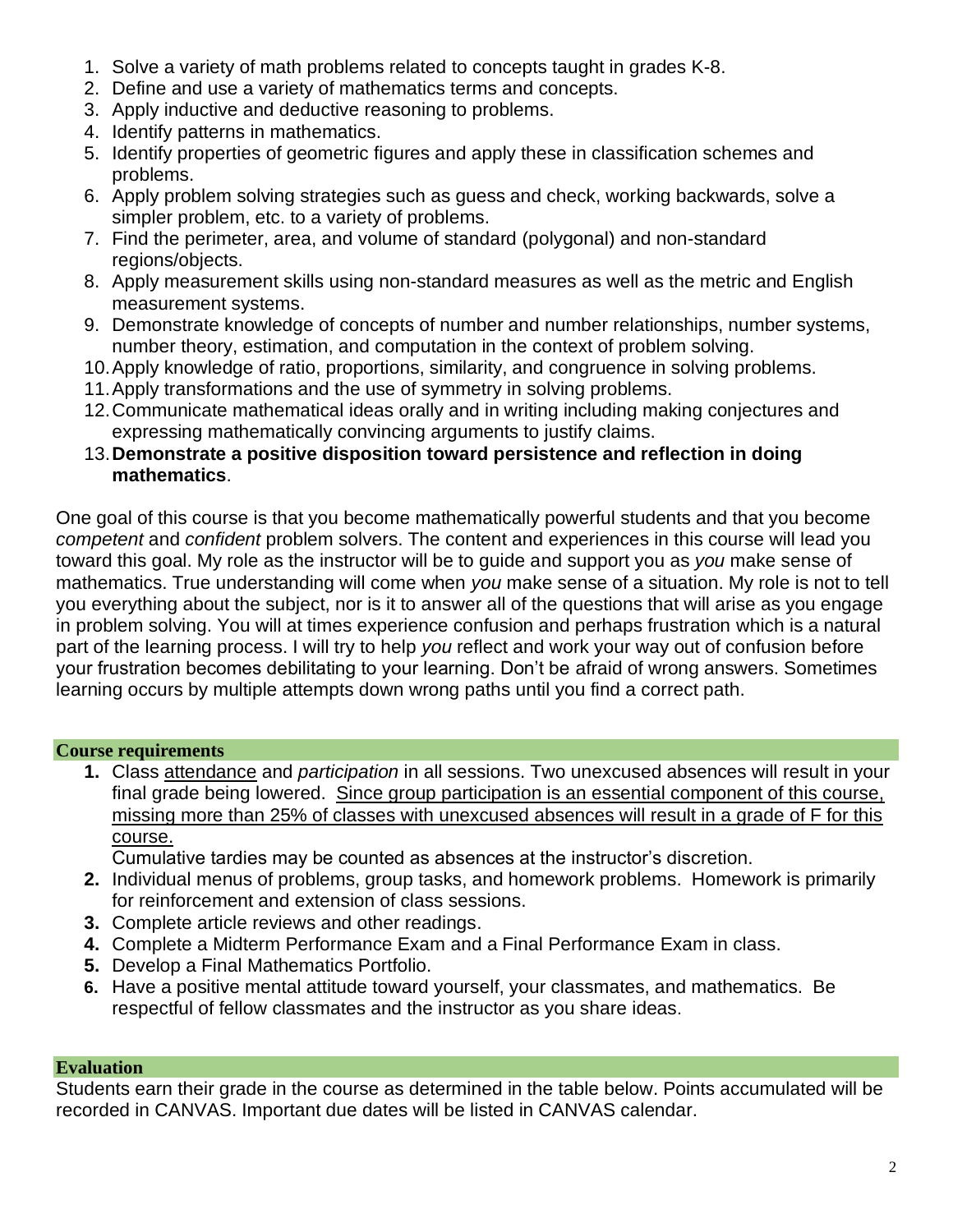1. Solve a variety of math problems related to concepts taught in grades K-8.
2. Define and use a variety of mathematics terms and concepts.
3. Apply inductive and deductive reasoning to problems.
4. Identify patterns in mathematics.
5. Identify properties of geometric figures and apply these in classification schemes and problems.
6. Apply problem solving strategies such as guess and check, working backwards, solve a simpler problem, etc. to a variety of problems.
7. Find the perimeter, area, and volume of standard (polygonal) and non-standard regions/objects.
8. Apply measurement skills using non-standard measures as well as the metric and English measurement systems.
9. Demonstrate knowledge of concepts of number and number relationships, number systems, number theory, estimation, and computation in the context of problem solving.
10. Apply knowledge of ratio, proportions, similarity, and congruence in solving problems.
11. Apply transformations and the use of symmetry in solving problems.
12. Communicate mathematical ideas orally and in writing including making conjectures and expressing mathematically convincing arguments to justify claims.
13. **Demonstrate a positive disposition toward persistence and reflection in doing mathematics**.

One goal of this course is that you become mathematically powerful students and that you become *competent* and *confident* problem solvers. The content and experiences in this course will lead you toward this goal. My role as the instructor will be to guide and support you as *you* make sense of mathematics. True understanding will come when *you* make sense of a situation. My role is not to tell you everything about the subject, nor is it to answer all of the questions that will arise as you engage in problem solving. You will at times experience confusion and perhaps frustration which is a natural part of the learning process. I will try to help *you* reflect and work your way out of confusion before your frustration becomes debilitating to your learning. Don't be afraid of wrong answers. Sometimes learning occurs by multiple attempts down wrong paths until you find a correct path.

## Course requirements

1. Class <u>attendance</u> and *participation* in all sessions. Two unexcused absences will result in your final grade being lowered. <u>Since group participation is an essential component of this course, missing more than 25% of classes with unexcused absences will result in a grade of F for this course.</u>
   Cumulative tardies may be counted as absences at the instructor's discretion.
2. Individual menus of problems, group tasks, and homework problems. Homework is primarily for reinforcement and extension of class sessions.
3. Complete article reviews and other readings.
4. Complete a Midterm Performance Exam and a Final Performance Exam in class.
5. Develop a Final Mathematics Portfolio.
6. Have a positive mental attitude toward yourself, your classmates, and mathematics. Be respectful of fellow classmates and the instructor as you share ideas.

## Evaluation

Students earn their grade in the course as determined in the table below. Points accumulated will be recorded in CANVAS. Important due dates will be listed in CANVAS calendar.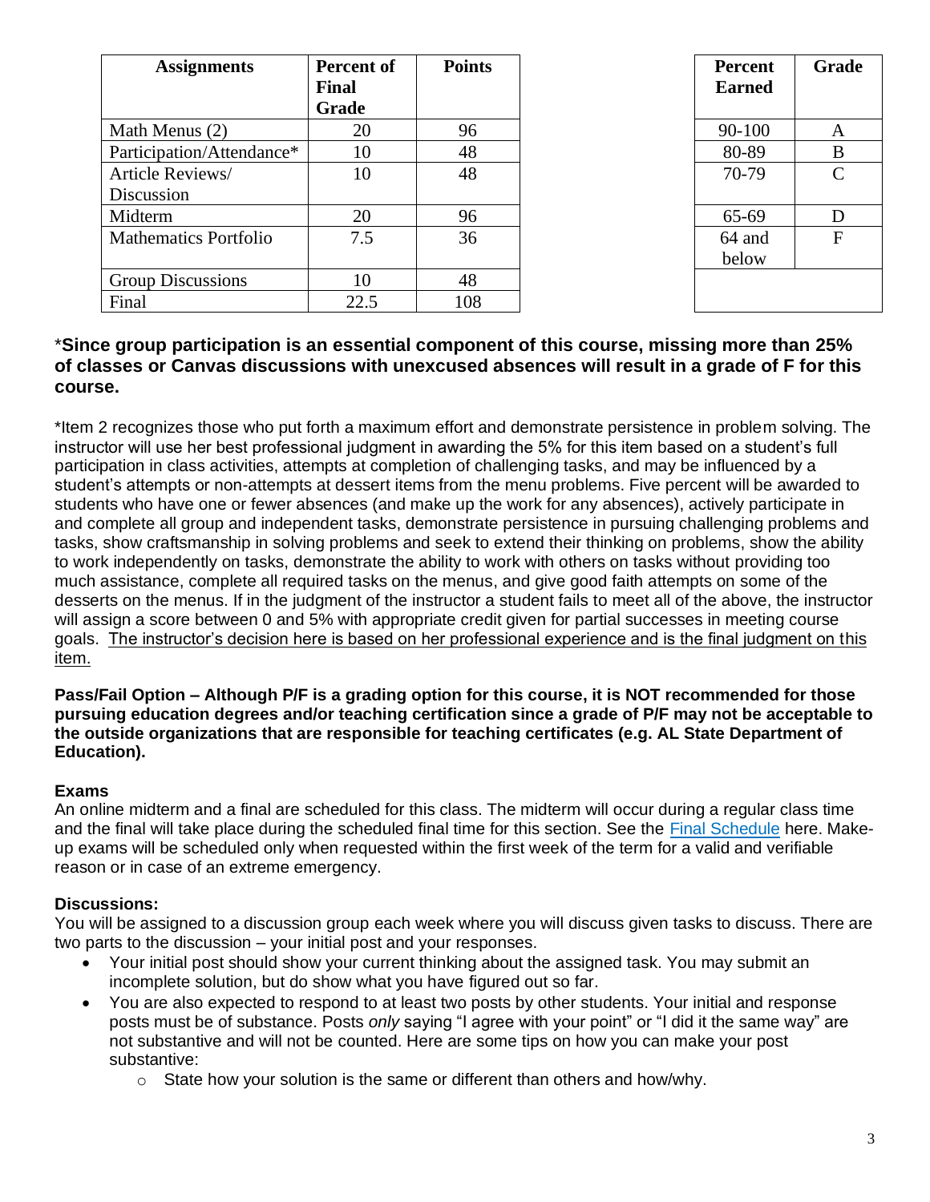| Assignments | Percent of Final Grade | Points |
|---|---|---|
| Math Menus (2) | 20 | 96 |
| Participation/Attendance* | 10 | 48 |
| Article Reviews/ Discussion | 10 | 48 |
| Midterm | 20 | 96 |
| Mathematics Portfolio | 7.5 | 36 |
| Group Discussions | 10 | 48 |
| Final | 22.5 | 108 |

| Percent Earned | Grade |
|---|---|
| 90-100 | A |
| 80-89 | B |
| 70-79 | C |
| 65-69 | D |
| 64 and below | F |

**\*Since group participation is an essential component of this course, missing more than 25% of classes or Canvas discussions with unexcused absences will result in a grade of F for this course.**

*Item 2 recognizes those who put forth a maximum effort and demonstrate persistence in problem solving. The instructor will use her best professional judgment in awarding the 5% for this item based on a student's full participation in class activities, attempts at completion of challenging tasks, and may be influenced by a student's attempts or non-attempts at dessert items from the menu problems. Five percent will be awarded to students who have one or fewer absences (and make up the work for any absences), actively participate in and complete all group and independent tasks, demonstrate persistence in pursuing challenging problems and tasks, show craftsmanship in solving problems and seek to extend their thinking on problems, show the ability to work independently on tasks, demonstrate the ability to work with others on tasks without providing too much assistance, complete all required tasks on the menus, and give good faith attempts on some of the desserts on the menus. If in the judgment of the instructor a student fails to meet all of the above, the instructor will assign a score between 0 and 5% with appropriate credit given for partial successes in meeting course goals. <u>The instructor's decision here is based on her professional experience and is the final judgment on this item.</u>

**Pass/Fail Option – Although P/F is a grading option for this course, it is NOT recommended for those pursuing education degrees and/or teaching certification since a grade of P/F may not be acceptable to the outside organizations that are responsible for teaching certificates (e.g. AL State Department of Education).**

**Exams**

An online midterm and a final are scheduled for this class. The midterm will occur during a regular class time and the final will take place during the scheduled final time for this section. See the Final Schedule here. Make-up exams will be scheduled only when requested within the first week of the term for a valid and verifiable reason or in case of an extreme emergency.

**Discussions:**

You will be assigned to a discussion group each week where you will discuss given tasks to discuss. There are two parts to the discussion – your initial post and your responses.

- Your initial post should show your current thinking about the assigned task. You may submit an incomplete solution, but do show what you have figured out so far.
- You are also expected to respond to at least two posts by other students. Your initial and response posts must be of substance. Posts *only* saying "I agree with your point" or "I did it the same way" are not substantive and will not be counted. Here are some tips on how you can make your post substantive:
    - State how your solution is the same or different than others and how/why.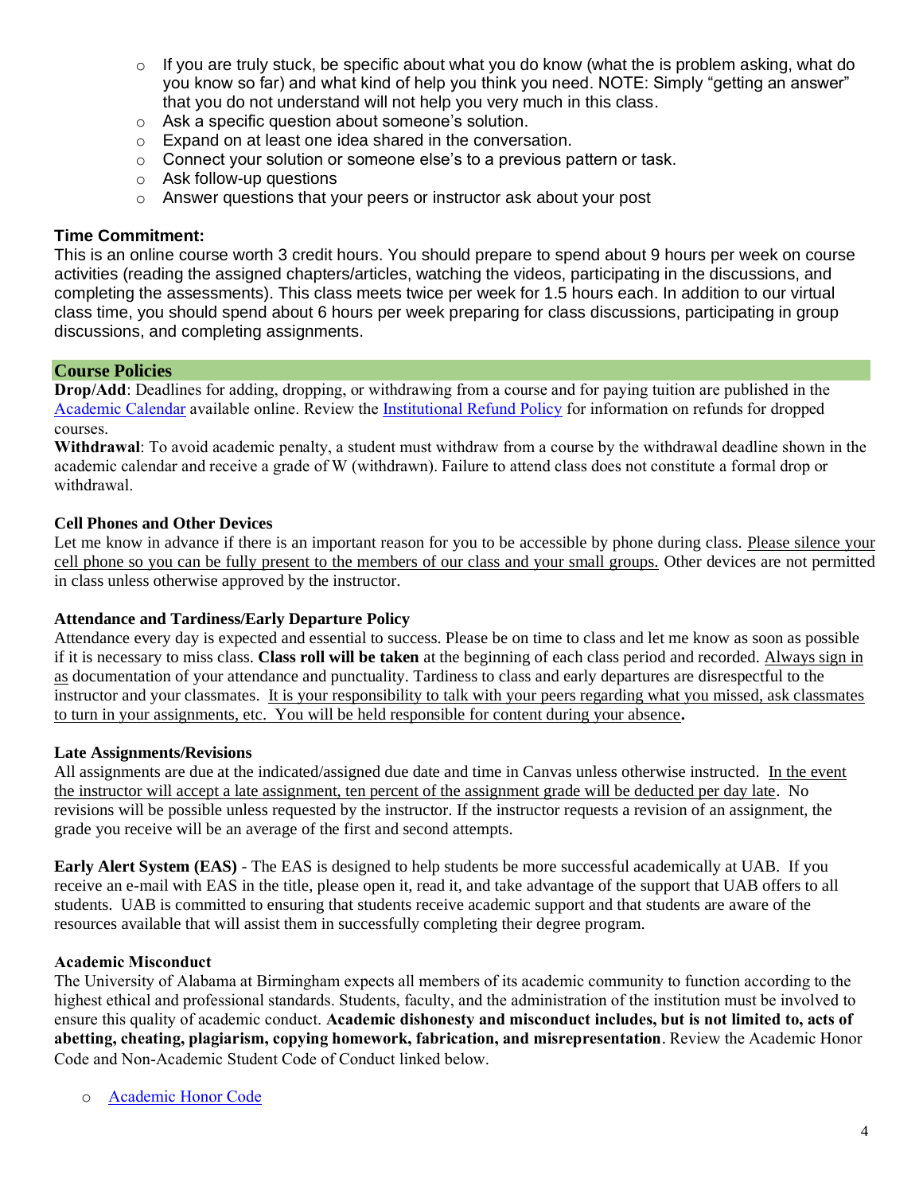- If you are truly stuck, be specific about what you do know (what the is problem asking, what do you know so far) and what kind of help you think you need. NOTE: Simply "getting an answer" that you do not understand will not help you very much in this class.
- Ask a specific question about someone's solution.
- Expand on at least one idea shared in the conversation.
- Connect your solution or someone else's to a previous pattern or task.
- Ask follow-up questions
- Answer questions that your peers or instructor ask about your post

**Time Commitment:**
This is an online course worth 3 credit hours. You should prepare to spend about 9 hours per week on course activities (reading the assigned chapters/articles, watching the videos, participating in the discussions, and completing the assessments). This class meets twice per week for 1.5 hours each. In addition to our virtual class time, you should spend about 6 hours per week preparing for class discussions, participating in group discussions, and completing assignments.

## Course Policies

**Drop/Add**: Deadlines for adding, dropping, or withdrawing from a course and for paying tuition are published in the Academic Calendar available online. Review the Institutional Refund Policy for information on refunds for dropped courses.

**Withdrawal**: To avoid academic penalty, a student must withdraw from a course by the withdrawal deadline shown in the academic calendar and receive a grade of W (withdrawn). Failure to attend class does not constitute a formal drop or withdrawal.

**Cell Phones and Other Devices**
Let me know in advance if there is an important reason for you to be accessible by phone during class. Please silence your cell phone so you can be fully present to the members of our class and your small groups. Other devices are not permitted in class unless otherwise approved by the instructor.

**Attendance and Tardiness/Early Departure Policy**
Attendance every day is expected and essential to success. Please be on time to class and let me know as soon as possible if it is necessary to miss class. **Class roll will be taken** at the beginning of each class period and recorded. Always sign in as documentation of your attendance and punctuality. Tardiness to class and early departures are disrespectful to the instructor and your classmates. It is your responsibility to talk with your peers regarding what you missed, ask classmates to turn in your assignments, etc. You will be held responsible for content during your absence**.**

**Late Assignments/Revisions**
All assignments are due at the indicated/assigned due date and time in Canvas unless otherwise instructed. In the event the instructor will accept a late assignment, ten percent of the assignment grade will be deducted per day late. No revisions will be possible unless requested by the instructor. If the instructor requests a revision of an assignment, the grade you receive will be an average of the first and second attempts.

**Early Alert System (EAS)** - The EAS is designed to help students be more successful academically at UAB. If you receive an e-mail with EAS in the title, please open it, read it, and take advantage of the support that UAB offers to all students. UAB is committed to ensuring that students receive academic support and that students are aware of the resources available that will assist them in successfully completing their degree program.

**Academic Misconduct**
The University of Alabama at Birmingham expects all members of its academic community to function according to the highest ethical and professional standards. Students, faculty, and the administration of the institution must be involved to ensure this quality of academic conduct. **Academic dishonesty and misconduct includes, but is not limited to, acts of abetting, cheating, plagiarism, copying homework, fabrication, and misrepresentation**. Review the Academic Honor Code and Non-Academic Student Code of Conduct linked below.

- Academic Honor Code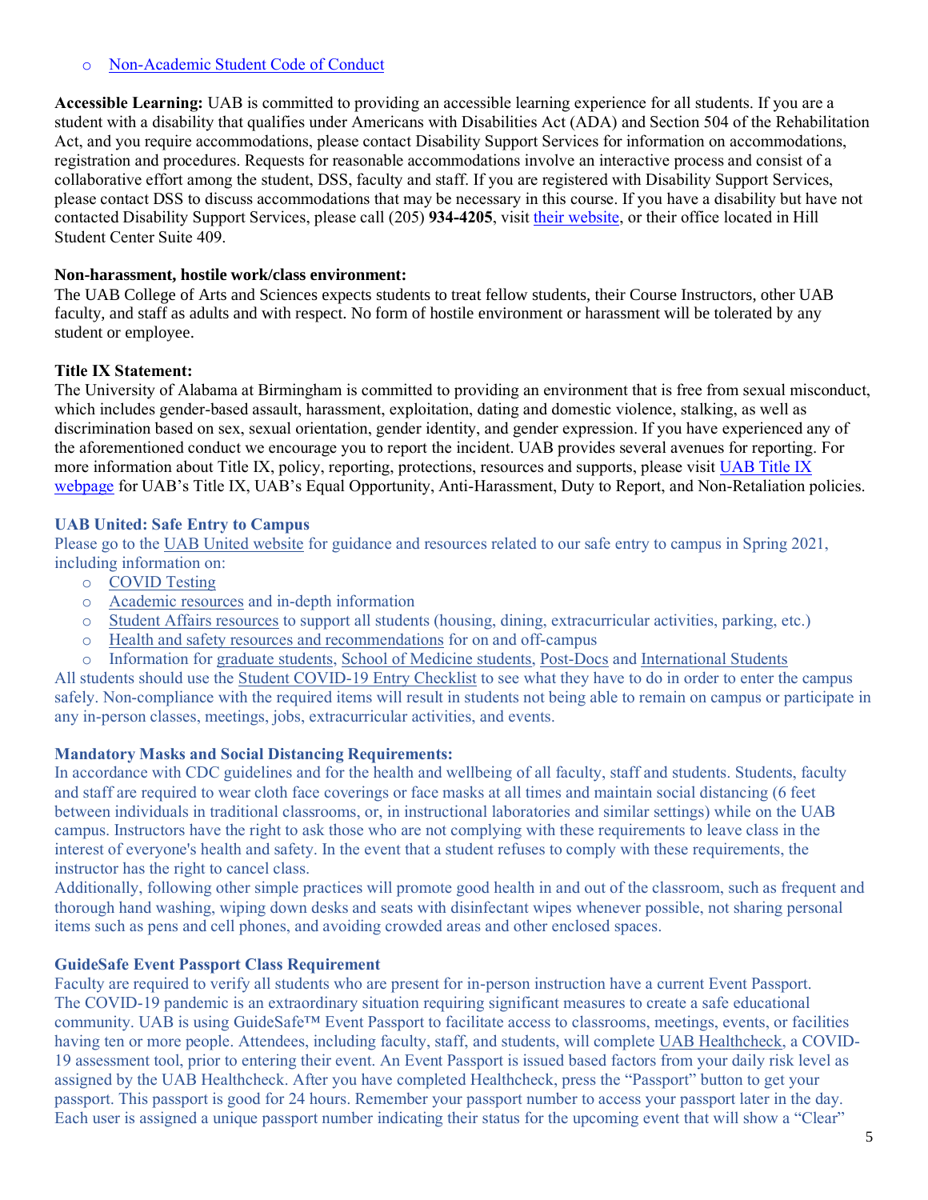- Non-Academic Student Code of Conduct

**Accessible Learning:** UAB is committed to providing an accessible learning experience for all students. If you are a student with a disability that qualifies under Americans with Disabilities Act (ADA) and Section 504 of the Rehabilitation Act, and you require accommodations, please contact Disability Support Services for information on accommodations, registration and procedures. Requests for reasonable accommodations involve an interactive process and consist of a collaborative effort among the student, DSS, faculty and staff. If you are registered with Disability Support Services, please contact DSS to discuss accommodations that may be necessary in this course. If you have a disability but have not contacted Disability Support Services, please call (205) **934-4205**, visit their website, or their office located in Hill Student Center Suite 409.

**Non-harassment, hostile work/class environment:**
The UAB College of Arts and Sciences expects students to treat fellow students, their Course Instructors, other UAB faculty, and staff as adults and with respect. No form of hostile environment or harassment will be tolerated by any student or employee.

**Title IX Statement:**
The University of Alabama at Birmingham is committed to providing an environment that is free from sexual misconduct, which includes gender-based assault, harassment, exploitation, dating and domestic violence, stalking, as well as discrimination based on sex, sexual orientation, gender identity, and gender expression. If you have experienced any of the aforementioned conduct we encourage you to report the incident. UAB provides several avenues for reporting. For more information about Title IX, policy, reporting, protections, resources and supports, please visit UAB Title IX webpage for UAB's Title IX, UAB's Equal Opportunity, Anti-Harassment, Duty to Report, and Non-Retaliation policies.

**UAB United: Safe Entry to Campus**
Please go to the UAB United website for guidance and resources related to our safe entry to campus in Spring 2021, including information on:

- COVID Testing
- Academic resources and in-depth information
- Student Affairs resources to support all students (housing, dining, extracurricular activities, parking, etc.)
- Health and safety resources and recommendations for on and off-campus
- Information for graduate students, School of Medicine students, Post-Docs and International Students

All students should use the Student COVID-19 Entry Checklist to see what they have to do in order to enter the campus safely. Non-compliance with the required items will result in students not being able to remain on campus or participate in any in-person classes, meetings, jobs, extracurricular activities, and events.

**Mandatory Masks and Social Distancing Requirements:**
In accordance with CDC guidelines and for the health and wellbeing of all faculty, staff and students. Students, faculty and staff are required to wear cloth face coverings or face masks at all times and maintain social distancing (6 feet between individuals in traditional classrooms, or, in instructional laboratories and similar settings) while on the UAB campus. Instructors have the right to ask those who are not complying with these requirements to leave class in the interest of everyone's health and safety. In the event that a student refuses to comply with these requirements, the instructor has the right to cancel class.
Additionally, following other simple practices will promote good health in and out of the classroom, such as frequent and thorough hand washing, wiping down desks and seats with disinfectant wipes whenever possible, not sharing personal items such as pens and cell phones, and avoiding crowded areas and other enclosed spaces.

**GuideSafe Event Passport Class Requirement**
Faculty are required to verify all students who are present for in-person instruction have a current Event Passport. The COVID-19 pandemic is an extraordinary situation requiring significant measures to create a safe educational community. UAB is using GuideSafe™ Event Passport to facilitate access to classrooms, meetings, events, or facilities having ten or more people. Attendees, including faculty, staff, and students, will complete UAB Healthcheck, a COVID-19 assessment tool, prior to entering their event. An Event Passport is issued based factors from your daily risk level as assigned by the UAB Healthcheck. After you have completed Healthcheck, press the "Passport" button to get your passport. This passport is good for 24 hours. Remember your passport number to access your passport later in the day. Each user is assigned a unique passport number indicating their status for the upcoming event that will show a "Clear"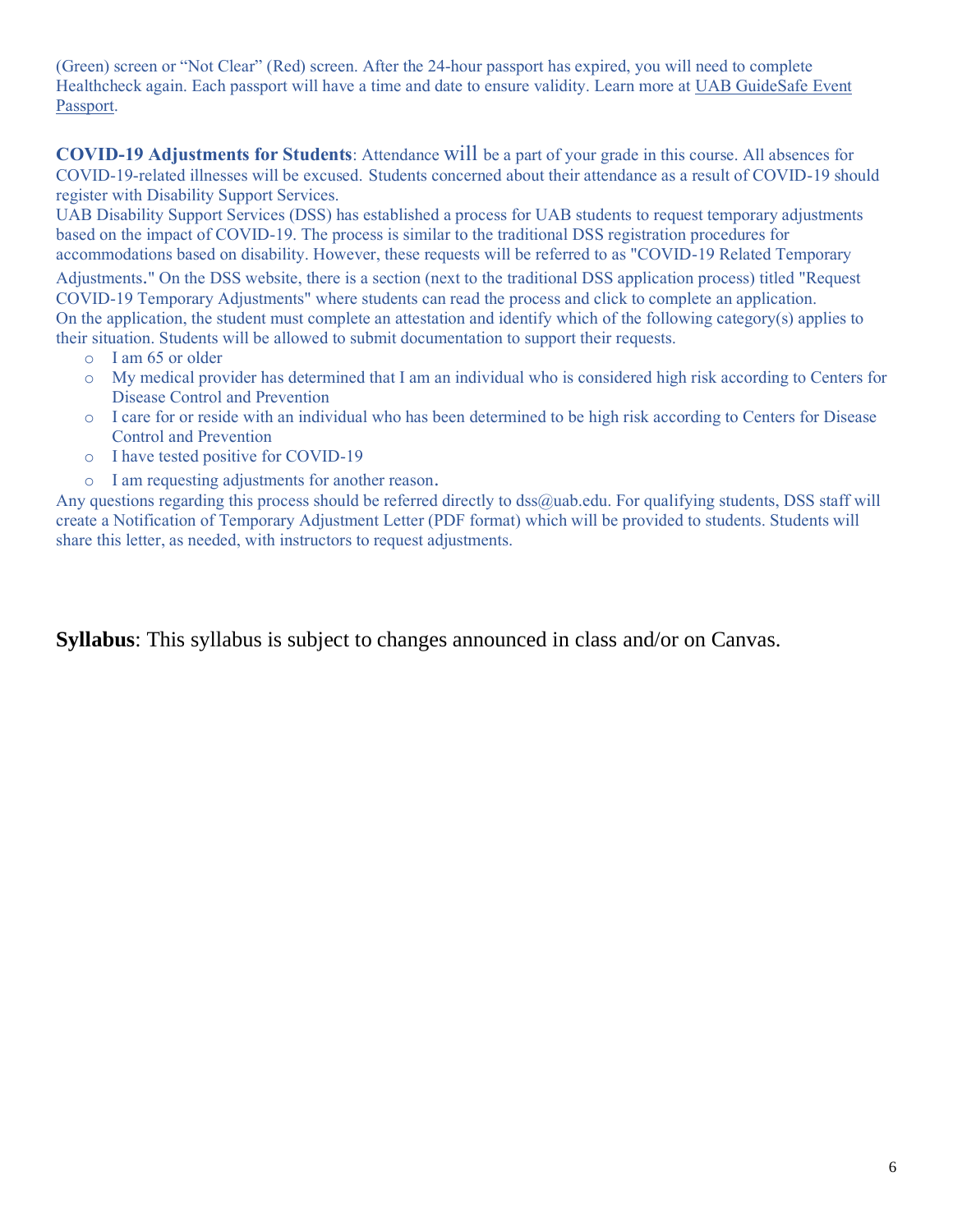(Green) screen or "Not Clear" (Red) screen. After the 24-hour passport has expired, you will need to complete Healthcheck again. Each passport will have a time and date to ensure validity. Learn more at [UAB GuideSafe Event Passport](UAB GuideSafe Event Passport).

**COVID-19 Adjustments for Students**: Attendance will be a part of your grade in this course. All absences for COVID-19-related illnesses will be excused. Students concerned about their attendance as a result of COVID-19 should register with Disability Support Services.

UAB Disability Support Services (DSS) has established a process for UAB students to request temporary adjustments based on the impact of COVID-19. The process is similar to the traditional DSS registration procedures for accommodations based on disability. However, these requests will be referred to as "COVID-19 Related Temporary Adjustments." On the DSS website, there is a section (next to the traditional DSS application process) titled "Request COVID-19 Temporary Adjustments" where students can read the process and click to complete an application.

On the application, the student must complete an attestation and identify which of the following category(s) applies to their situation. Students will be allowed to submit documentation to support their requests.

- I am 65 or older
- My medical provider has determined that I am an individual who is considered high risk according to Centers for Disease Control and Prevention
- I care for or reside with an individual who has been determined to be high risk according to Centers for Disease Control and Prevention
- I have tested positive for COVID-19
- I am requesting adjustments for another reason.

Any questions regarding this process should be referred directly to dss@uab.edu. For qualifying students, DSS staff will create a Notification of Temporary Adjustment Letter (PDF format) which will be provided to students. Students will share this letter, as needed, with instructors to request adjustments.

**Syllabus**: This syllabus is subject to changes announced in class and/or on Canvas.